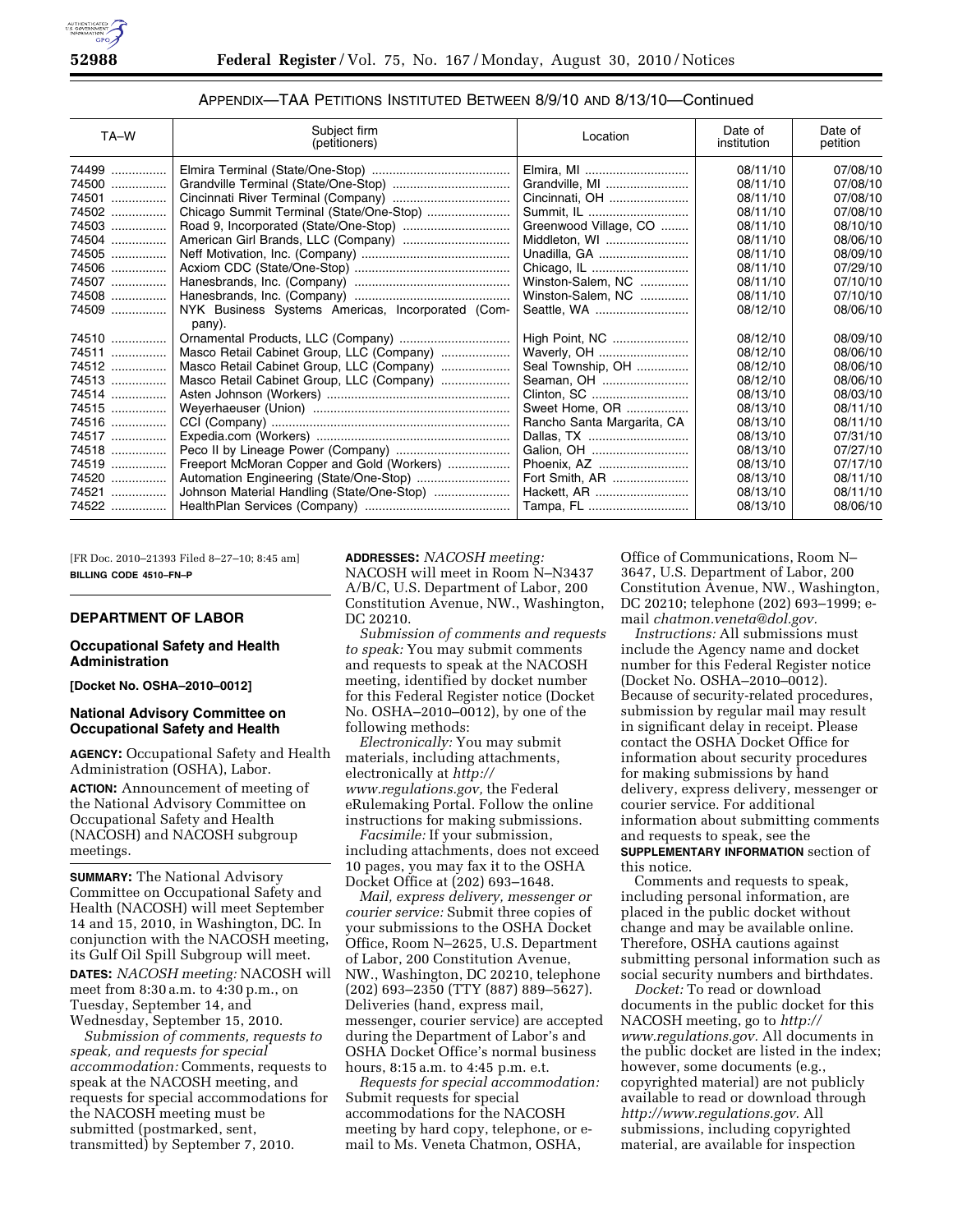## APPENDIX—TAA PETITIONS INSTITUTED BETWEEN 8/9/10 AND 8/13/10—Continued

| TA–W | Subject firm (petitioners) | Location | Date of institution | Date of petition |
|---|---|---|---|---|
| 74499 | Elmira Terminal (State/One-Stop) | Elmira, MI | 08/11/10 | 07/08/10 |
| 74500 | Grandville Terminal (State/One-Stop) | Grandville, MI | 08/11/10 | 07/08/10 |
| 74501 | Cincinnati River Terminal (Company) | Cincinnati, OH | 08/11/10 | 07/08/10 |
| 74502 | Chicago Summit Terminal (State/One-Stop) | Summit, IL | 08/11/10 | 07/08/10 |
| 74503 | Road 9, Incorporated (State/One-Stop) | Greenwood Village, CO | 08/11/10 | 08/10/10 |
| 74504 | American Girl Brands, LLC (Company) | Middleton, WI | 08/11/10 | 08/06/10 |
| 74505 | Neff Motivation, Inc. (Company) | Unadilla, GA | 08/11/10 | 08/09/10 |
| 74506 | Acxiom CDC (State/One-Stop) | Chicago, IL | 08/11/10 | 07/29/10 |
| 74507 | Hanesbrands, Inc. (Company) | Winston-Salem, NC | 08/11/10 | 07/10/10 |
| 74508 | Hanesbrands, Inc. (Company) | Winston-Salem, NC | 08/11/10 | 07/10/10 |
| 74509 | NYK Business Systems Americas, Incorporated (Company). | Seattle, WA | 08/12/10 | 08/06/10 |
| 74510 | Ornamental Products, LLC (Company) | High Point, NC | 08/12/10 | 08/09/10 |
| 74511 | Masco Retail Cabinet Group, LLC (Company) | Waverly, OH | 08/12/10 | 08/06/10 |
| 74512 | Masco Retail Cabinet Group, LLC (Company) | Seal Township, OH | 08/12/10 | 08/06/10 |
| 74513 | Masco Retail Cabinet Group, LLC (Company) | Seaman, OH | 08/12/10 | 08/06/10 |
| 74514 | Asten Johnson (Workers) | Clinton, SC | 08/13/10 | 08/03/10 |
| 74515 | Weyerhaeuser (Union) | Sweet Home, OR | 08/13/10 | 08/11/10 |
| 74516 | CCI (Company) | Rancho Santa Margarita, CA | 08/13/10 | 08/11/10 |
| 74517 | Expedia.com (Workers) | Dallas, TX | 08/13/10 | 07/31/10 |
| 74518 | Peco II by Lineage Power (Company) | Galion, OH | 08/13/10 | 07/27/10 |
| 74519 | Freeport McMoran Copper and Gold (Workers) | Phoenix, AZ | 08/13/10 | 07/17/10 |
| 74520 | Automation Engineering (State/One-Stop) | Fort Smith, AR | 08/13/10 | 08/11/10 |
| 74521 | Johnson Material Handling (State/One-Stop) | Hackett, AR | 08/13/10 | 08/11/10 |
| 74522 | HealthPlan Services (Company) | Tampa, FL | 08/13/10 | 08/06/10 |

[FR Doc. 2010–21393 Filed 8–27–10; 8:45 am]

**BILLING CODE 4510–FN–P**

## DEPARTMENT OF LABOR

### Occupational Safety and Health Administration

**[Docket No. OSHA–2010–0012]**

### National Advisory Committee on Occupational Safety and Health

**AGENCY:** Occupational Safety and Health Administration (OSHA), Labor.

**ACTION:** Announcement of meeting of the National Advisory Committee on Occupational Safety and Health (NACOSH) and NACOSH subgroup meetings.

**SUMMARY:** The National Advisory Committee on Occupational Safety and Health (NACOSH) will meet September 14 and 15, 2010, in Washington, DC. In conjunction with the NACOSH meeting, its Gulf Oil Spill Subgroup will meet.

**DATES:** *NACOSH meeting:* NACOSH will meet from 8:30 a.m. to 4:30 p.m., on Tuesday, September 14, and Wednesday, September 15, 2010.

*Submission of comments, requests to speak, and requests for special accommodation:* Comments, requests to speak at the NACOSH meeting, and requests for special accommodations for the NACOSH meeting must be submitted (postmarked, sent, transmitted) by September 7, 2010.

**ADDRESSES:** *NACOSH meeting:* NACOSH will meet in Room N–N3437 A/B/C, U.S. Department of Labor, 200 Constitution Avenue, NW., Washington, DC 20210.

*Submission of comments and requests to speak:* You may submit comments and requests to speak at the NACOSH meeting, identified by docket number for this Federal Register notice (Docket No. OSHA–2010–0012), by one of the following methods:

*Electronically:* You may submit materials, including attachments, electronically at *http://www.regulations.gov,* the Federal eRulemaking Portal. Follow the online instructions for making submissions.

*Facsimile:* If your submission, including attachments, does not exceed 10 pages, you may fax it to the OSHA Docket Office at (202) 693–1648.

*Mail, express delivery, messenger or courier service:* Submit three copies of your submissions to the OSHA Docket Office, Room N–2625, U.S. Department of Labor, 200 Constitution Avenue, NW., Washington, DC 20210, telephone (202) 693–2350 (TTY (887) 889–5627). Deliveries (hand, express mail, messenger, courier service) are accepted during the Department of Labor's and OSHA Docket Office's normal business hours, 8:15 a.m. to 4:45 p.m. e.t.

*Requests for special accommodation:* Submit requests for special accommodations for the NACOSH meeting by hard copy, telephone, or e-mail to Ms. Veneta Chatmon, OSHA, Office of Communications, Room N–3647, U.S. Department of Labor, 200 Constitution Avenue, NW., Washington, DC 20210; telephone (202) 693–1999; e-mail *chatmon.veneta@dol.gov.*

*Instructions:* All submissions must include the Agency name and docket number for this Federal Register notice (Docket No. OSHA–2010–0012). Because of security-related procedures, submission by regular mail may result in significant delay in receipt. Please contact the OSHA Docket Office for information about security procedures for making submissions by hand delivery, express delivery, messenger or courier service. For additional information about submitting comments and requests to speak, see the **SUPPLEMENTARY INFORMATION** section of this notice.

Comments and requests to speak, including personal information, are placed in the public docket without change and may be available online. Therefore, OSHA cautions against submitting personal information such as social security numbers and birthdates.

*Docket:* To read or download documents in the public docket for this NACOSH meeting, go to *http://www.regulations.gov.* All documents in the public docket are listed in the index; however, some documents (e.g., copyrighted material) are not publicly available to read or download through *http://www.regulations.gov.* All submissions, including copyrighted material, are available for inspection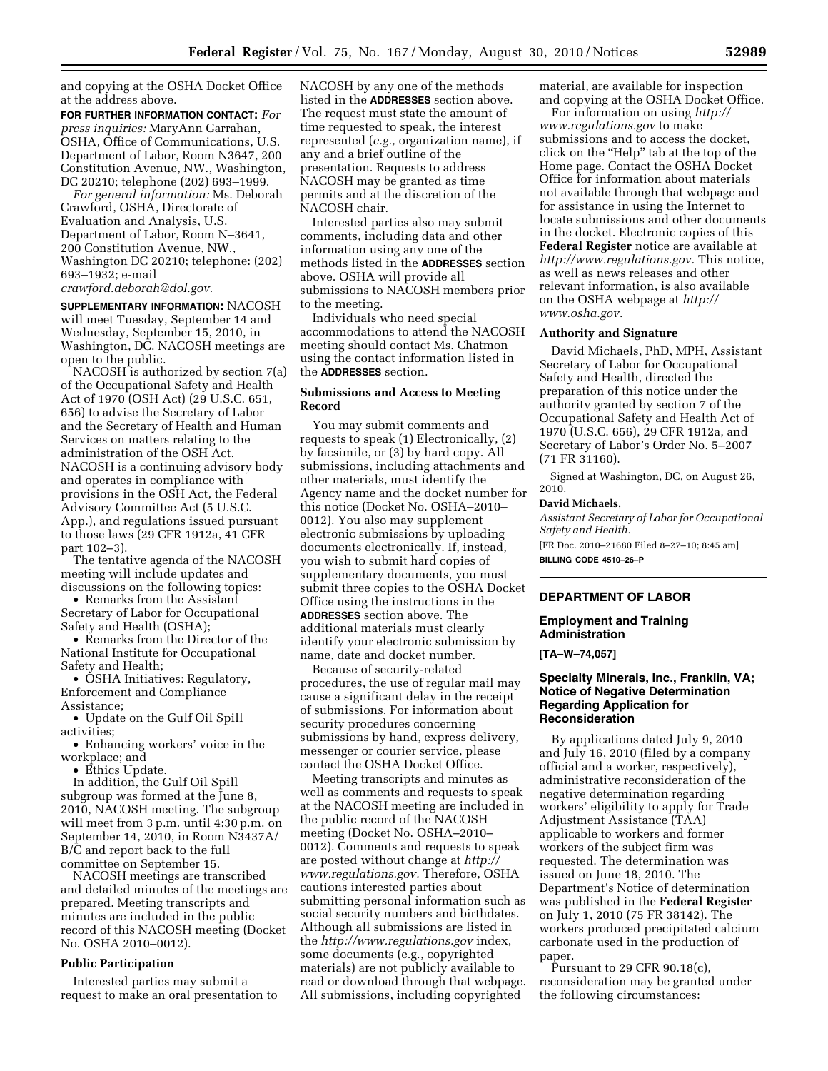and copying at the OSHA Docket Office at the address above.

**FOR FURTHER INFORMATION CONTACT:** *For press inquiries:* MaryAnn Garrahan, OSHA, Office of Communications, U.S. Department of Labor, Room N3647, 200 Constitution Avenue, NW., Washington, DC 20210; telephone (202) 693–1999.

*For general information:* Ms. Deborah Crawford, OSHA, Directorate of Evaluation and Analysis, U.S. Department of Labor, Room N–3641, 200 Constitution Avenue, NW., Washington DC 20210; telephone: (202) 693–1932; e-mail *crawford.deborah@dol.gov.*

**SUPPLEMENTARY INFORMATION:** NACOSH will meet Tuesday, September 14 and Wednesday, September 15, 2010, in Washington, DC. NACOSH meetings are open to the public.

NACOSH is authorized by section 7(a) of the Occupational Safety and Health Act of 1970 (OSH Act) (29 U.S.C. 651, 656) to advise the Secretary of Labor and the Secretary of Health and Human Services on matters relating to the administration of the OSH Act. NACOSH is a continuing advisory body and operates in compliance with provisions in the OSH Act, the Federal Advisory Committee Act (5 U.S.C. App.), and regulations issued pursuant to those laws (29 CFR 1912a, 41 CFR part 102–3).

The tentative agenda of the NACOSH meeting will include updates and discussions on the following topics:

- Remarks from the Assistant Secretary of Labor for Occupational Safety and Health (OSHA);
- Remarks from the Director of the National Institute for Occupational Safety and Health;
- OSHA Initiatives: Regulatory, Enforcement and Compliance Assistance;
- Update on the Gulf Oil Spill activities;
- Enhancing workers' voice in the workplace; and
- Ethics Update.

In addition, the Gulf Oil Spill subgroup was formed at the June 8, 2010, NACOSH meeting. The subgroup will meet from 3 p.m. until 4:30 p.m. on September 14, 2010, in Room N3437A/B/C and report back to the full committee on September 15.

NACOSH meetings are transcribed and detailed minutes of the meetings are prepared. Meeting transcripts and minutes are included in the public record of this NACOSH meeting (Docket No. OSHA 2010–0012).

### Public Participation

Interested parties may submit a request to make an oral presentation to NACOSH by any one of the methods listed in the **ADDRESSES** section above. The request must state the amount of time requested to speak, the interest represented (*e.g.,* organization name), if any and a brief outline of the presentation. Requests to address NACOSH may be granted as time permits and at the discretion of the NACOSH chair.

Interested parties also may submit comments, including data and other information using any one of the methods listed in the **ADDRESSES** section above. OSHA will provide all submissions to NACOSH members prior to the meeting.

Individuals who need special accommodations to attend the NACOSH meeting should contact Ms. Chatmon using the contact information listed in the **ADDRESSES** section.

### Submissions and Access to Meeting Record

You may submit comments and requests to speak (1) Electronically, (2) by facsimile, or (3) by hard copy. All submissions, including attachments and other materials, must identify the Agency name and the docket number for this notice (Docket No. OSHA–2010–0012). You also may supplement electronic submissions by uploading documents electronically. If, instead, you wish to submit hard copies of supplementary documents, you must submit three copies to the OSHA Docket Office using the instructions in the **ADDRESSES** section above. The additional materials must clearly identify your electronic submission by name, date and docket number.

Because of security-related procedures, the use of regular mail may cause a significant delay in the receipt of submissions. For information about security procedures concerning submissions by hand, express delivery, messenger or courier service, please contact the OSHA Docket Office.

Meeting transcripts and minutes as well as comments and requests to speak at the NACOSH meeting are included in the public record of the NACOSH meeting (Docket No. OSHA–2010–0012). Comments and requests to speak are posted without change at *http://www.regulations.gov.* Therefore, OSHA cautions interested parties about submitting personal information such as social security numbers and birthdates. Although all submissions are listed in the *http://www.regulations.gov* index, some documents (e.g., copyrighted materials) are not publicly available to read or download through that webpage. All submissions, including copyrighted material, are available for inspection and copying at the OSHA Docket Office.

For information on using *http://www.regulations.gov* to make submissions and to access the docket, click on the "Help" tab at the top of the Home page. Contact the OSHA Docket Office for information about materials not available through that webpage and for assistance in using the Internet to locate submissions and other documents in the docket. Electronic copies of this **Federal Register** notice are available at *http://www.regulations.gov.* This notice, as well as news releases and other relevant information, is also available on the OSHA webpage at *http://www.osha.gov.*

### Authority and Signature

David Michaels, PhD, MPH, Assistant Secretary of Labor for Occupational Safety and Health, directed the preparation of this notice under the authority granted by section 7 of the Occupational Safety and Health Act of 1970 (U.S.C. 656), 29 CFR 1912a, and Secretary of Labor's Order No. 5–2007 (71 FR 31160).

Signed at Washington, DC, on August 26, 2010.

**David Michaels,**

*Assistant Secretary of Labor for Occupational Safety and Health.*

[FR Doc. 2010–21680 Filed 8–27–10; 8:45 am]

**BILLING CODE 4510–26–P**

---

## DEPARTMENT OF LABOR

### Employment and Training Administration

**[TA–W–74,057]**

### Specialty Minerals, Inc., Franklin, VA; Notice of Negative Determination Regarding Application for Reconsideration

By applications dated July 9, 2010 and July 16, 2010 (filed by a company official and a worker, respectively), administrative reconsideration of the negative determination regarding workers' eligibility to apply for Trade Adjustment Assistance (TAA) applicable to workers and former workers of the subject firm was requested. The determination was issued on June 18, 2010. The Department's Notice of determination was published in the **Federal Register** on July 1, 2010 (75 FR 38142). The workers produced precipitated calcium carbonate used in the production of paper.

Pursuant to 29 CFR 90.18(c), reconsideration may be granted under the following circumstances: